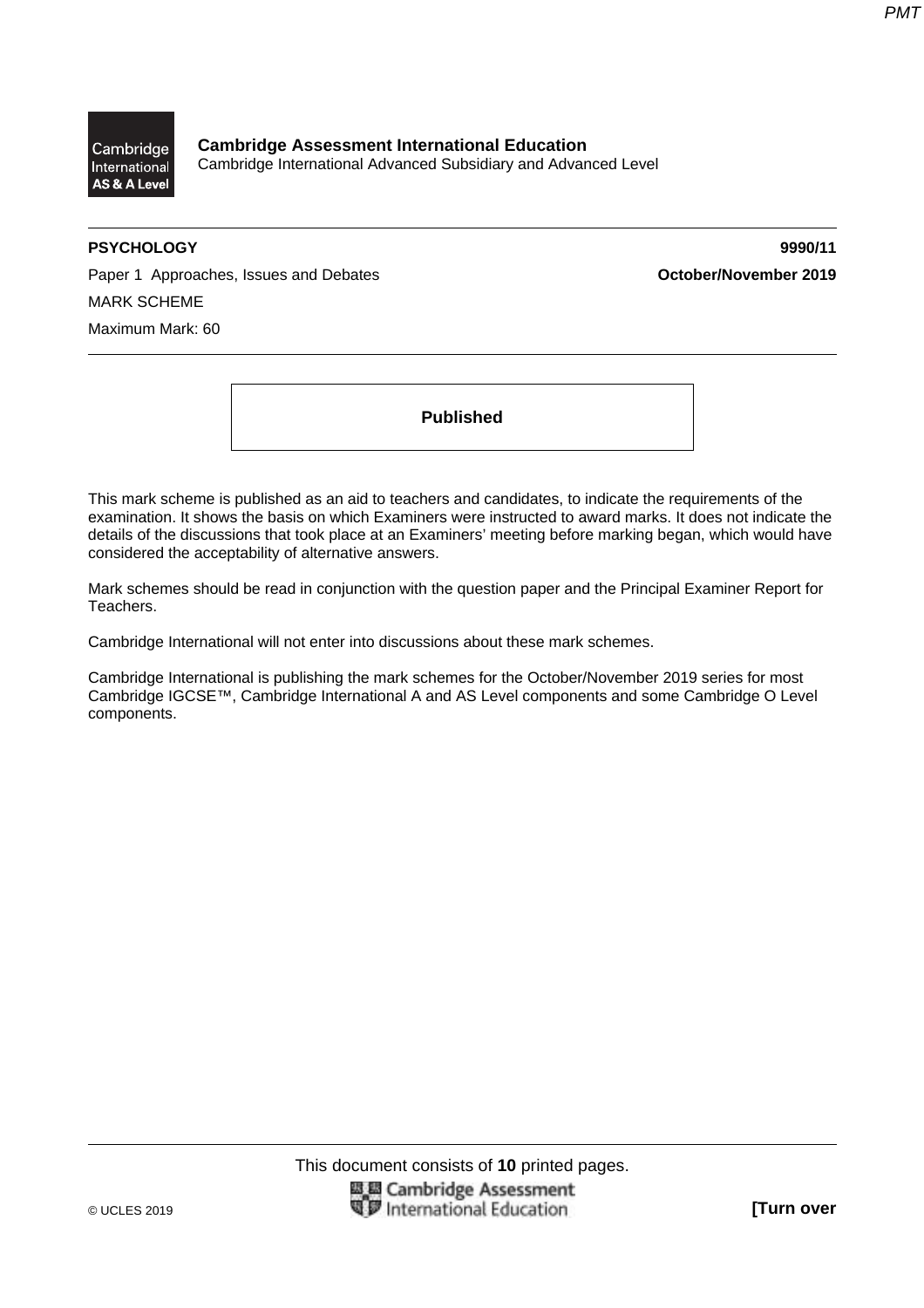**Cambridge Assessment International Education**
Cambridge International Advanced Subsidiary and Advanced Level

**PSYCHOLOGY** **9990/11**

Paper 1 Approaches, Issues and Debates **October/November 2019**

MARK SCHEME

Maximum Mark: 60

**Published**

This mark scheme is published as an aid to teachers and candidates, to indicate the requirements of the examination. It shows the basis on which Examiners were instructed to award marks. It does not indicate the details of the discussions that took place at an Examiners' meeting before marking began, which would have considered the acceptability of alternative answers.

Mark schemes should be read in conjunction with the question paper and the Principal Examiner Report for Teachers.

Cambridge International will not enter into discussions about these mark schemes.

Cambridge International is publishing the mark schemes for the October/November 2019 series for most Cambridge IGCSE™, Cambridge International A and AS Level components and some Cambridge O Level components.

This document consists of **10** printed pages.

© UCLES 2019 **[Turn over**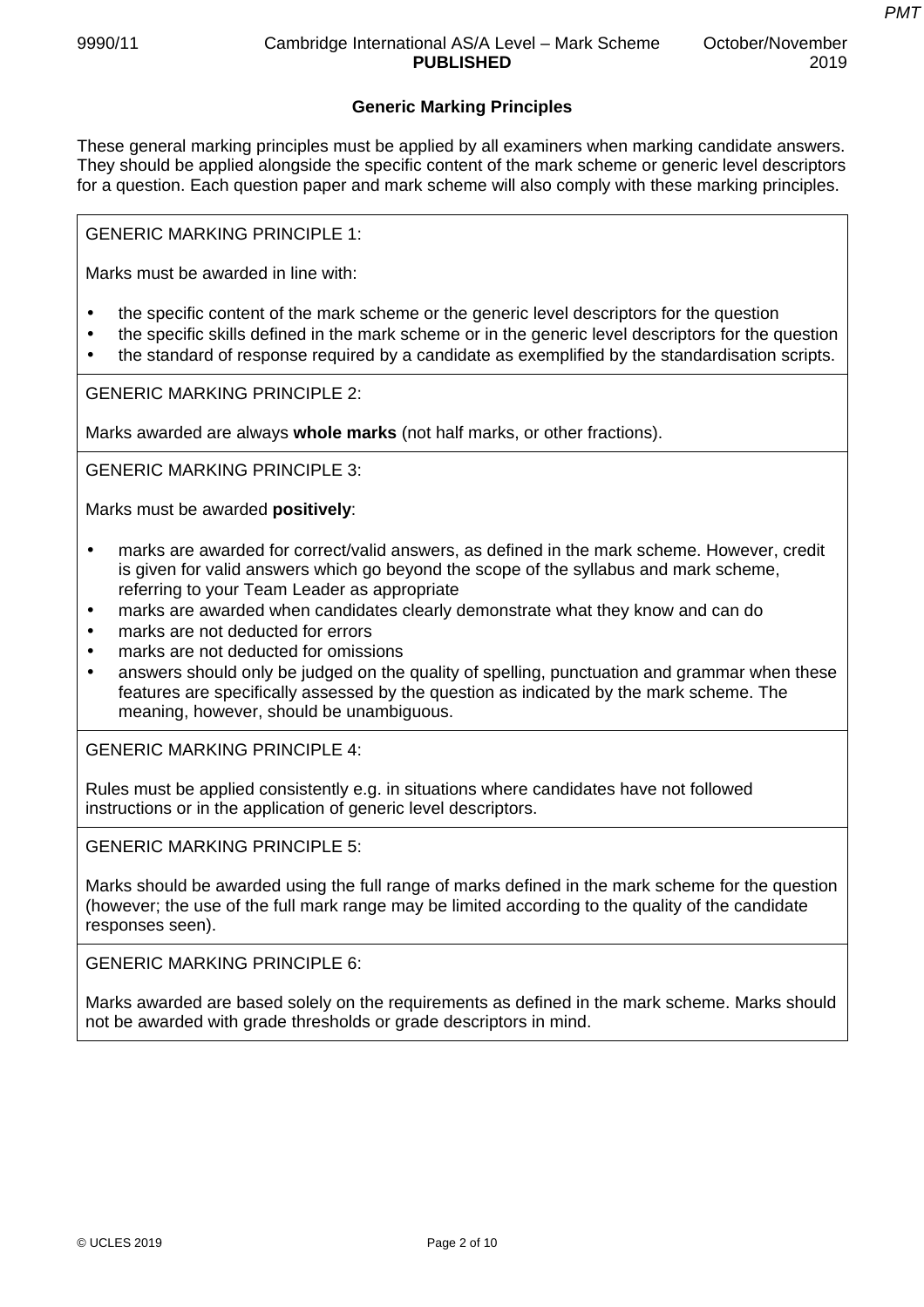## Generic Marking Principles

These general marking principles must be applied by all examiners when marking candidate answers. They should be applied alongside the specific content of the mark scheme or generic level descriptors for a question. Each question paper and mark scheme will also comply with these marking principles.

GENERIC MARKING PRINCIPLE 1:

Marks must be awarded in line with:

- the specific content of the mark scheme or the generic level descriptors for the question
- the specific skills defined in the mark scheme or in the generic level descriptors for the question
- the standard of response required by a candidate as exemplified by the standardisation scripts.

GENERIC MARKING PRINCIPLE 2:

Marks awarded are always **whole marks** (not half marks, or other fractions).

GENERIC MARKING PRINCIPLE 3:

Marks must be awarded **positively**:

- marks are awarded for correct/valid answers, as defined in the mark scheme. However, credit is given for valid answers which go beyond the scope of the syllabus and mark scheme, referring to your Team Leader as appropriate
- marks are awarded when candidates clearly demonstrate what they know and can do
- marks are not deducted for errors
- marks are not deducted for omissions
- answers should only be judged on the quality of spelling, punctuation and grammar when these features are specifically assessed by the question as indicated by the mark scheme. The meaning, however, should be unambiguous.

GENERIC MARKING PRINCIPLE 4:

Rules must be applied consistently e.g. in situations where candidates have not followed instructions or in the application of generic level descriptors.

GENERIC MARKING PRINCIPLE 5:

Marks should be awarded using the full range of marks defined in the mark scheme for the question (however; the use of the full mark range may be limited according to the quality of the candidate responses seen).

GENERIC MARKING PRINCIPLE 6:

Marks awarded are based solely on the requirements as defined in the mark scheme. Marks should not be awarded with grade thresholds or grade descriptors in mind.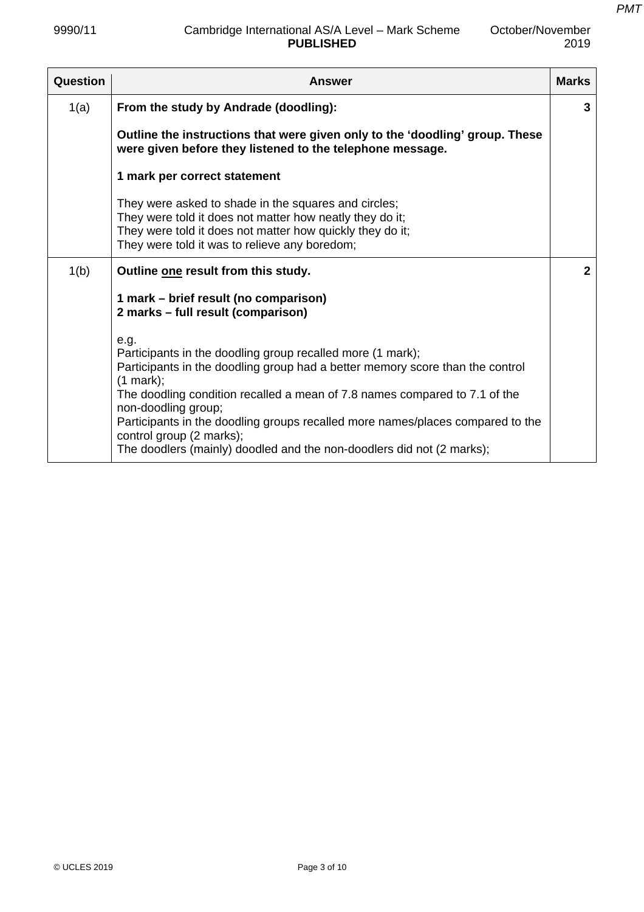| Question | Answer | Marks |
|---|---|---|
| 1(a) | **From the study by Andrade (doodling):**<br><br>**Outline the instructions that were given only to the 'doodling' group. These were given before they listened to the telephone message.**<br><br>**1 mark per correct statement**<br><br>They were asked to shade in the squares and circles;<br>They were told it does not matter how neatly they do it;<br>They were told it does not matter how quickly they do it;<br>They were told it was to relieve any boredom; | 3 |
| 1(b) | **Outline <u>one</u> result from this study.**<br><br>**1 mark – brief result (no comparison)**<br>**2 marks – full result (comparison)**<br><br>e.g.<br>Participants in the doodling group recalled more (1 mark);<br>Participants in the doodling group had a better memory score than the control (1 mark);<br>The doodling condition recalled a mean of 7.8 names compared to 7.1 of the non-doodling group;<br>Participants in the doodling groups recalled more names/places compared to the control group (2 marks);<br>The doodlers (mainly) doodled and the non-doodlers did not (2 marks); | 2 |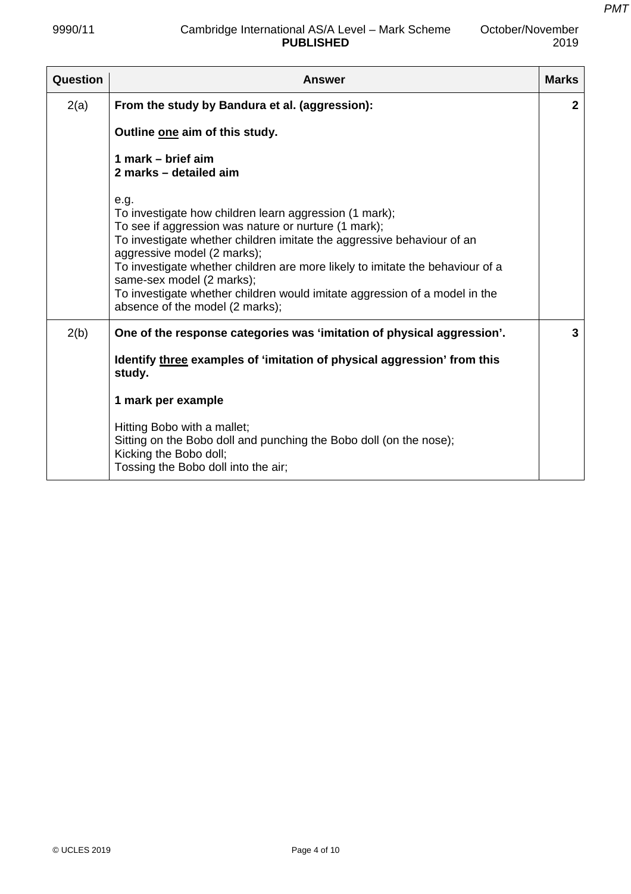| Question | Answer | Marks |
|---|---|---|
| 2(a) | **From the study by Bandura et al. (aggression):**<br><br>**Outline <u>one</u> aim of this study.**<br><br>**1 mark – brief aim**<br>**2 marks – detailed aim**<br><br>e.g.<br>To investigate how children learn aggression (1 mark);<br>To see if aggression was nature or nurture (1 mark);<br>To investigate whether children imitate the aggressive behaviour of an aggressive model (2 marks);<br>To investigate whether children are more likely to imitate the behaviour of a same-sex model (2 marks);<br>To investigate whether children would imitate aggression of a model in the absence of the model (2 marks); | **2** |
| 2(b) | **One of the response categories was 'imitation of physical aggression'.**<br><br>**Identify <u>three</u> examples of 'imitation of physical aggression' from this study.**<br><br>**1 mark per example**<br><br>Hitting Bobo with a mallet;<br>Sitting on the Bobo doll and punching the Bobo doll (on the nose);<br>Kicking the Bobo doll;<br>Tossing the Bobo doll into the air; | **3** |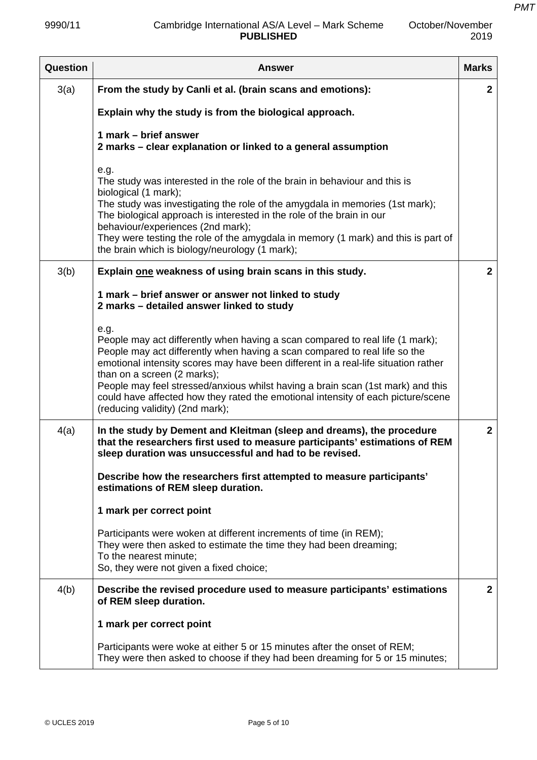| Question | Answer | Marks |
|---|---|---|
| 3(a) | **From the study by Canli et al. (brain scans and emotions):**<br><br>**Explain why the study is from the biological approach.**<br><br>**1 mark – brief answer**<br>**2 marks – clear explanation or linked to a general assumption**<br><br>e.g.<br>The study was interested in the role of the brain in behaviour and this is biological (1 mark);<br>The study was investigating the role of the amygdala in memories (1st mark); The biological approach is interested in the role of the brain in our behaviour/experiences (2nd mark);<br>They were testing the role of the amygdala in memory (1 mark) and this is part of the brain which is biology/neurology (1 mark); | **2** |
| 3(b) | **Explain <u>one</u> weakness of using brain scans in this study.**<br><br>**1 mark – brief answer or answer not linked to study**<br>**2 marks – detailed answer linked to study**<br><br>e.g.<br>People may act differently when having a scan compared to real life (1 mark);<br>People may act differently when having a scan compared to real life so the emotional intensity scores may have been different in a real-life situation rather than on a screen (2 marks);<br>People may feel stressed/anxious whilst having a brain scan (1st mark) and this could have affected how they rated the emotional intensity of each picture/scene (reducing validity) (2nd mark); | **2** |
| 4(a) | **In the study by Dement and Kleitman (sleep and dreams), the procedure that the researchers first used to measure participants' estimations of REM sleep duration was unsuccessful and had to be revised.**<br><br>**Describe how the researchers first attempted to measure participants' estimations of REM sleep duration.**<br><br>**1 mark per correct point**<br><br>Participants were woken at different increments of time (in REM);<br>They were then asked to estimate the time they had been dreaming;<br>To the nearest minute;<br>So, they were not given a fixed choice; | **2** |
| 4(b) | **Describe the revised procedure used to measure participants' estimations of REM sleep duration.**<br><br>**1 mark per correct point**<br><br>Participants were woke at either 5 or 15 minutes after the onset of REM;<br>They were then asked to choose if they had been dreaming for 5 or 15 minutes; | **2** |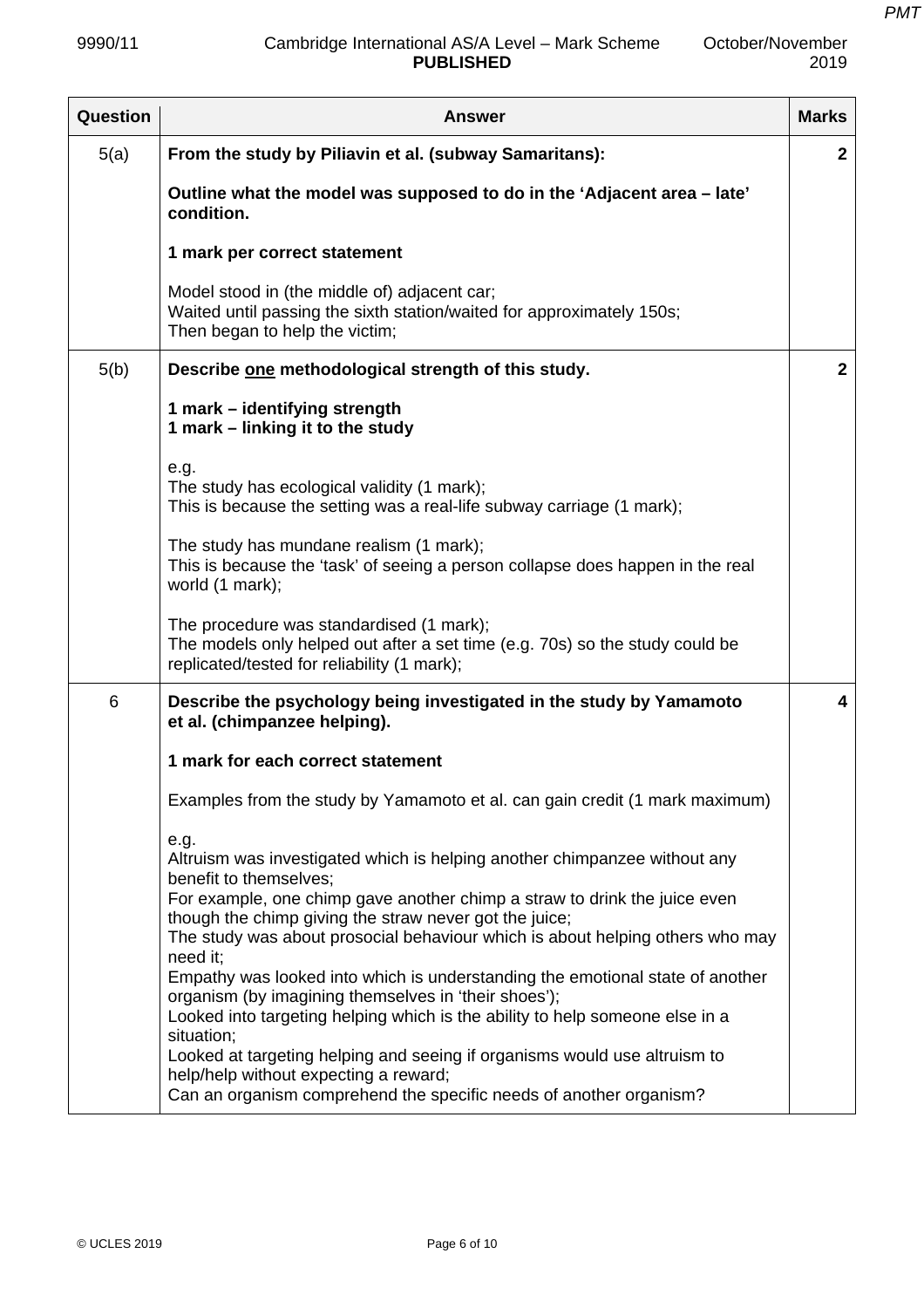| Question | Answer | Marks |
|---|---|---|
| 5(a) | **From the study by Piliavin et al. (subway Samaritans):**<br><br>**Outline what the model was supposed to do in the 'Adjacent area – late' condition.**<br><br>**1 mark per correct statement**<br><br>Model stood in (the middle of) adjacent car;<br>Waited until passing the sixth station/waited for approximately 150s;<br>Then began to help the victim; | **2** |
| 5(b) | **Describe one methodological strength of this study.**<br><br>**1 mark – identifying strength**<br>**1 mark – linking it to the study**<br><br>e.g.<br>The study has ecological validity (1 mark);<br>This is because the setting was a real-life subway carriage (1 mark);<br><br>The study has mundane realism (1 mark);<br>This is because the 'task' of seeing a person collapse does happen in the real world (1 mark);<br><br>The procedure was standardised (1 mark);<br>The models only helped out after a set time (e.g. 70s) so the study could be replicated/tested for reliability (1 mark); | **2** |
| 6 | **Describe the psychology being investigated in the study by Yamamoto et al. (chimpanzee helping).**<br><br>**1 mark for each correct statement**<br><br>Examples from the study by Yamamoto et al. can gain credit (1 mark maximum)<br><br>e.g.<br>Altruism was investigated which is helping another chimpanzee without any benefit to themselves;<br>For example, one chimp gave another chimp a straw to drink the juice even though the chimp giving the straw never got the juice;<br>The study was about prosocial behaviour which is about helping others who may need it;<br>Empathy was looked into which is understanding the emotional state of another organism (by imagining themselves in 'their shoes');<br>Looked into targeting helping which is the ability to help someone else in a situation;<br>Looked at targeting helping and seeing if organisms would use altruism to help/help without expecting a reward;<br>Can an organism comprehend the specific needs of another organism? | **4** |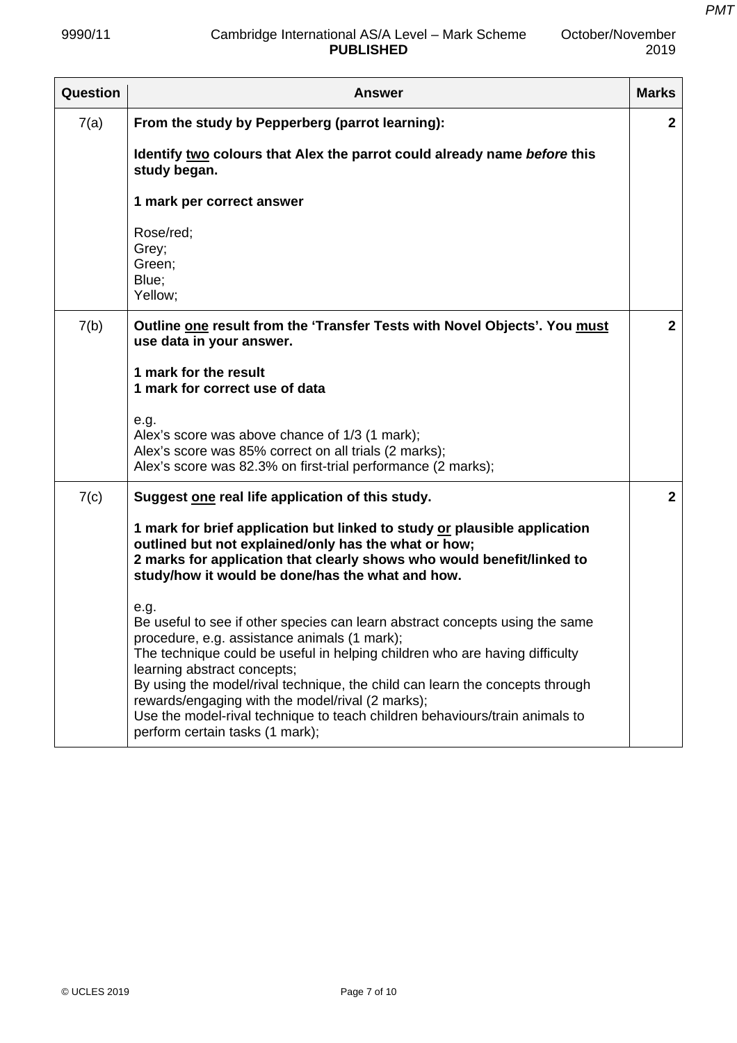| Question | Answer | Marks |
|---|---|---|
| 7(a) | **From the study by Pepperberg (parrot learning):**<br><br>**Identify two colours that Alex the parrot could already name *before* this study began.**<br><br>**1 mark per correct answer**<br><br>Rose/red;<br>Grey;<br>Green;<br>Blue;<br>Yellow; | 2 |
| 7(b) | **Outline one result from the 'Transfer Tests with Novel Objects'. You must use data in your answer.**<br><br>**1 mark for the result**<br>**1 mark for correct use of data**<br><br>e.g.<br>Alex's score was above chance of 1/3 (1 mark);<br>Alex's score was 85% correct on all trials (2 marks);<br>Alex's score was 82.3% on first-trial performance (2 marks); | 2 |
| 7(c) | **Suggest one real life application of this study.**<br><br>**1 mark for brief application but linked to study or plausible application outlined but not explained/only has the what or how;**<br>**2 marks for application that clearly shows who would benefit/linked to study/how it would be done/has the what and how.**<br><br>e.g.<br>Be useful to see if other species can learn abstract concepts using the same procedure, e.g. assistance animals (1 mark);<br>The technique could be useful in helping children who are having difficulty learning abstract concepts;<br>By using the model/rival technique, the child can learn the concepts through rewards/engaging with the model/rival (2 marks);<br>Use the model-rival technique to teach children behaviours/train animals to perform certain tasks (1 mark); | 2 |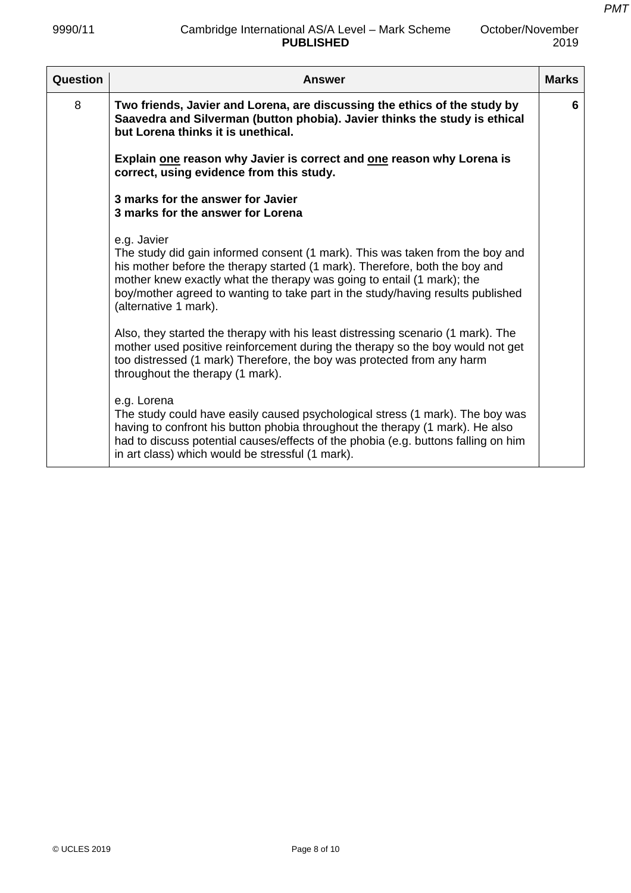| Question | Answer | Marks |
|---|---|---|
| 8 | **Two friends, Javier and Lorena, are discussing the ethics of the study by Saavedra and Silverman (button phobia). Javier thinks the study is ethical but Lorena thinks it is unethical.**<br><br>**Explain <u>one</u> reason why Javier is correct and <u>one</u> reason why Lorena is correct, using evidence from this study.**<br><br>**3 marks for the answer for Javier**<br>**3 marks for the answer for Lorena**<br><br>e.g. Javier<br>The study did gain informed consent (1 mark). This was taken from the boy and his mother before the therapy started (1 mark). Therefore, both the boy and mother knew exactly what the therapy was going to entail (1 mark); the boy/mother agreed to wanting to take part in the study/having results published (alternative 1 mark).<br><br>Also, they started the therapy with his least distressing scenario (1 mark). The mother used positive reinforcement during the therapy so the boy would not get too distressed (1 mark) Therefore, the boy was protected from any harm throughout the therapy (1 mark).<br><br>e.g. Lorena<br>The study could have easily caused psychological stress (1 mark). The boy was having to confront his button phobia throughout the therapy (1 mark). He also had to discuss potential causes/effects of the phobia (e.g. buttons falling on him in art class) which would be stressful (1 mark). | 6 |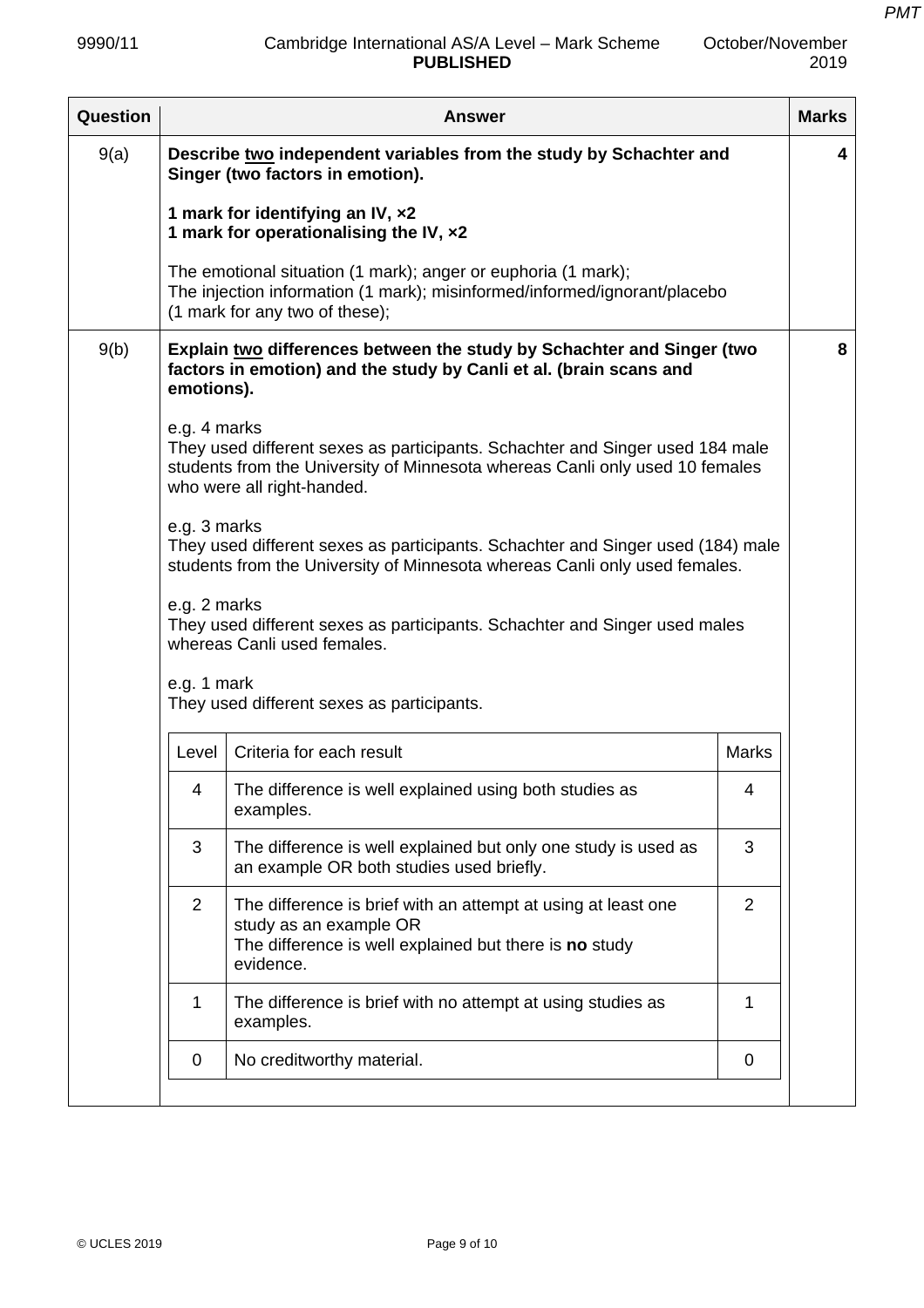| Question | Answer | Marks |
|---|---|---|
| 9(a) | **Describe two independent variables from the study by Schachter and Singer (two factors in emotion).**<br><br>**1 mark for identifying an IV, ×2**<br>**1 mark for operationalising the IV, ×2**<br><br>The emotional situation (1 mark); anger or euphoria (1 mark);<br>The injection information (1 mark); misinformed/informed/ignorant/placebo (1 mark for any two of these); | 4 |
| 9(b) | **Explain two differences between the study by Schachter and Singer (two factors in emotion) and the study by Canli et al. (brain scans and emotions).**<br><br>e.g. 4 marks<br>They used different sexes as participants. Schachter and Singer used 184 male students from the University of Minnesota whereas Canli only used 10 females who were all right-handed.<br><br>e.g. 3 marks<br>They used different sexes as participants. Schachter and Singer used (184) male students from the University of Minnesota whereas Canli only used females.<br><br>e.g. 2 marks<br>They used different sexes as participants. Schachter and Singer used males whereas Canli used females.<br><br>e.g. 1 mark<br>They used different sexes as participants. | 8 |

| Level | Criteria for each result | Marks |
|---|---|---|
| 4 | The difference is well explained using both studies as examples. | 4 |
| 3 | The difference is well explained but only one study is used as an example OR both studies used briefly. | 3 |
| 2 | The difference is brief with an attempt at using at least one study as an example OR<br>The difference is well explained but there is **no** study evidence. | 2 |
| 1 | The difference is brief with no attempt at using studies as examples. | 1 |
| 0 | No creditworthy material. | 0 |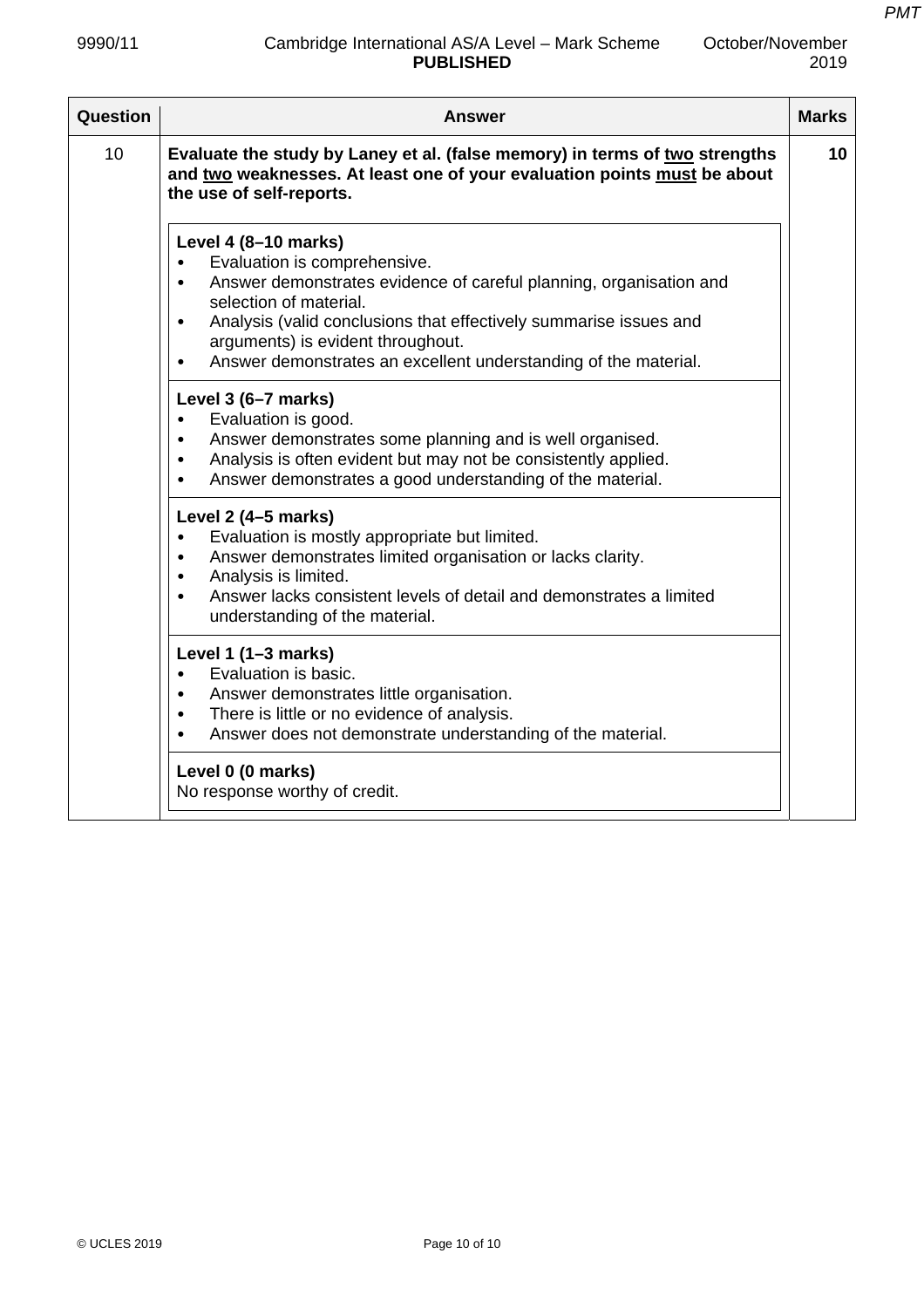| Question | Answer | Marks |
|---|---|---|
| 10 | **Evaluate the study by Laney et al. (false memory) in terms of <u>two</u> strengths and <u>two</u> weaknesses. At least one of your evaluation points <u>must</u> be about the use of self-reports.** | 10 |
| | **Level 4 (8–10 marks)**<br>• Evaluation is comprehensive.<br>• Answer demonstrates evidence of careful planning, organisation and selection of material.<br>• Analysis (valid conclusions that effectively summarise issues and arguments) is evident throughout.<br>• Answer demonstrates an excellent understanding of the material. | |
| | **Level 3 (6–7 marks)**<br>• Evaluation is good.<br>• Answer demonstrates some planning and is well organised.<br>• Analysis is often evident but may not be consistently applied.<br>• Answer demonstrates a good understanding of the material. | |
| | **Level 2 (4–5 marks)**<br>• Evaluation is mostly appropriate but limited.<br>• Answer demonstrates limited organisation or lacks clarity.<br>• Analysis is limited.<br>• Answer lacks consistent levels of detail and demonstrates a limited understanding of the material. | |
| | **Level 1 (1–3 marks)**<br>• Evaluation is basic.<br>• Answer demonstrates little organisation.<br>• There is little or no evidence of analysis.<br>• Answer does not demonstrate understanding of the material. | |
| | **Level 0 (0 marks)**<br>No response worthy of credit. | |